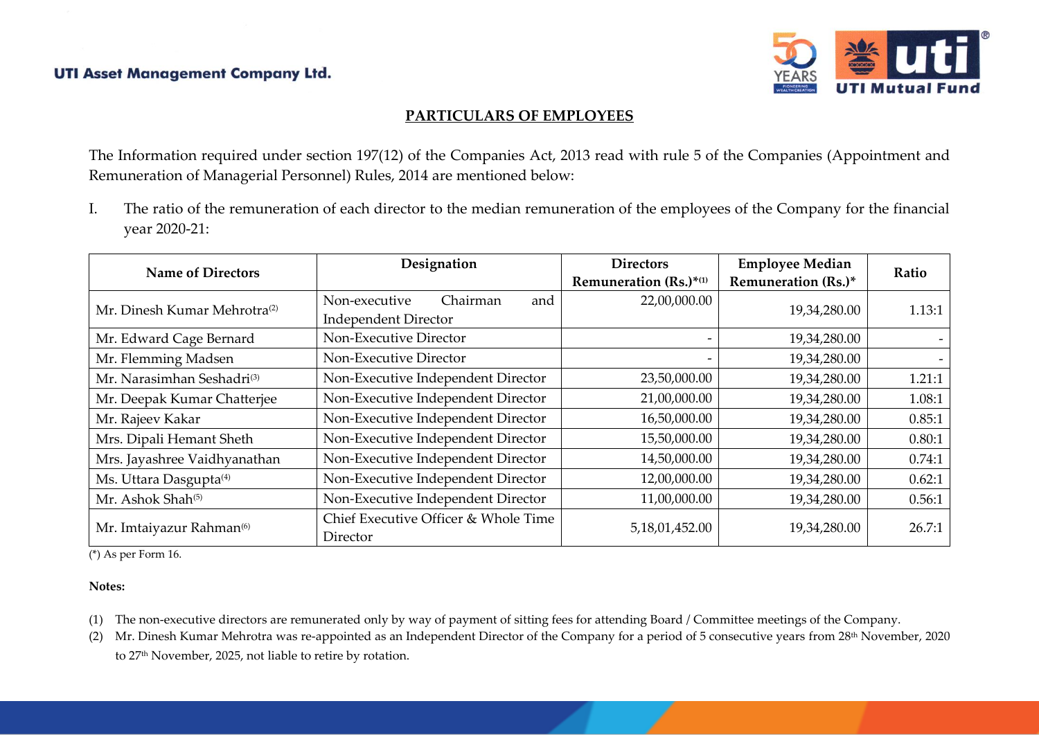## PARTICULARS OF EMPLOYEES

The Information required under section 197(12) of the Companies Act, 2013 read with rule 5 of the Companies (Appointment and Remuneration of Managerial Personnel) Rules, 2014 are mentioned below:

I. The ratio of the remuneration of each director to the median remuneration of the employees of the Company for the financial year 2020-21:

| Name of Directors | Designation | Directors Remuneration (Rs.)*(1) | Employee Median Remuneration (Rs.)* | Ratio |
|---|---|---|---|---|
| Mr. Dinesh Kumar Mehrotra(2) | Non-executive Chairman and Independent Director | 22,00,000.00 | 19,34,280.00 | 1.13:1 |
| Mr. Edward Cage Bernard | Non-Executive Director | - | 19,34,280.00 | - |
| Mr. Flemming Madsen | Non-Executive Director | - | 19,34,280.00 | - |
| Mr. Narasimhan Seshadri(3) | Non-Executive Independent Director | 23,50,000.00 | 19,34,280.00 | 1.21:1 |
| Mr. Deepak Kumar Chatterjee | Non-Executive Independent Director | 21,00,000.00 | 19,34,280.00 | 1.08:1 |
| Mr. Rajeev Kakar | Non-Executive Independent Director | 16,50,000.00 | 19,34,280.00 | 0.85:1 |
| Mrs. Dipali Hemant Sheth | Non-Executive Independent Director | 15,50,000.00 | 19,34,280.00 | 0.80:1 |
| Mrs. Jayashree Vaidhyanathan | Non-Executive Independent Director | 14,50,000.00 | 19,34,280.00 | 0.74:1 |
| Ms. Uttara Dasgupta(4) | Non-Executive Independent Director | 12,00,000.00 | 19,34,280.00 | 0.62:1 |
| Mr. Ashok Shah(5) | Non-Executive Independent Director | 11,00,000.00 | 19,34,280.00 | 0.56:1 |
| Mr. Imtaiyazur Rahman(6) | Chief Executive Officer & Whole Time Director | 5,18,01,452.00 | 19,34,280.00 | 26.7:1 |

(*) As per Form 16.

**Notes:**

(1) The non-executive directors are remunerated only by way of payment of sitting fees for attending Board / Committee meetings of the Company.

(2) Mr. Dinesh Kumar Mehrotra was re-appointed as an Independent Director of the Company for a period of 5 consecutive years from 28th November, 2020 to 27th November, 2025, not liable to retire by rotation.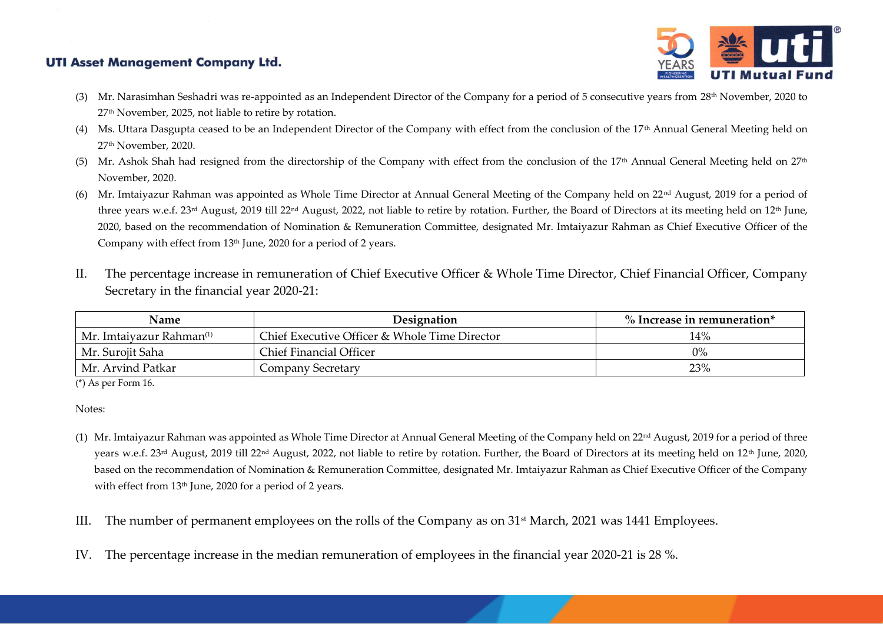(3) Mr. Narasimhan Seshadri was re-appointed as an Independent Director of the Company for a period of 5 consecutive years from 28th November, 2020 to 27th November, 2025, not liable to retire by rotation.

(4) Ms. Uttara Dasgupta ceased to be an Independent Director of the Company with effect from the conclusion of the 17th Annual General Meeting held on 27th November, 2020.

(5) Mr. Ashok Shah had resigned from the directorship of the Company with effect from the conclusion of the 17th Annual General Meeting held on 27th November, 2020.

(6) Mr. Imtaiyazur Rahman was appointed as Whole Time Director at Annual General Meeting of the Company held on 22nd August, 2019 for a period of three years w.e.f. 23rd August, 2019 till 22nd August, 2022, not liable to retire by rotation. Further, the Board of Directors at its meeting held on 12th June, 2020, based on the recommendation of Nomination & Remuneration Committee, designated Mr. Imtaiyazur Rahman as Chief Executive Officer of the Company with effect from 13th June, 2020 for a period of 2 years.

II. The percentage increase in remuneration of Chief Executive Officer & Whole Time Director, Chief Financial Officer, Company Secretary in the financial year 2020-21:

| Name | Designation | % Increase in remuneration* |
|---|---|---|
| Mr. Imtaiyazur Rahman(1) | Chief Executive Officer & Whole Time Director | 14% |
| Mr. Surojit Saha | Chief Financial Officer | 0% |
| Mr. Arvind Patkar | Company Secretary | 23% |

(*) As per Form 16.

Notes:

(1) Mr. Imtaiyazur Rahman was appointed as Whole Time Director at Annual General Meeting of the Company held on 22nd August, 2019 for a period of three years w.e.f. 23rd August, 2019 till 22nd August, 2022, not liable to retire by rotation. Further, the Board of Directors at its meeting held on 12th June, 2020, based on the recommendation of Nomination & Remuneration Committee, designated Mr. Imtaiyazur Rahman as Chief Executive Officer of the Company with effect from 13th June, 2020 for a period of 2 years.

III. The number of permanent employees on the rolls of the Company as on 31st March, 2021 was 1441 Employees.

IV. The percentage increase in the median remuneration of employees in the financial year 2020-21 is 28 %.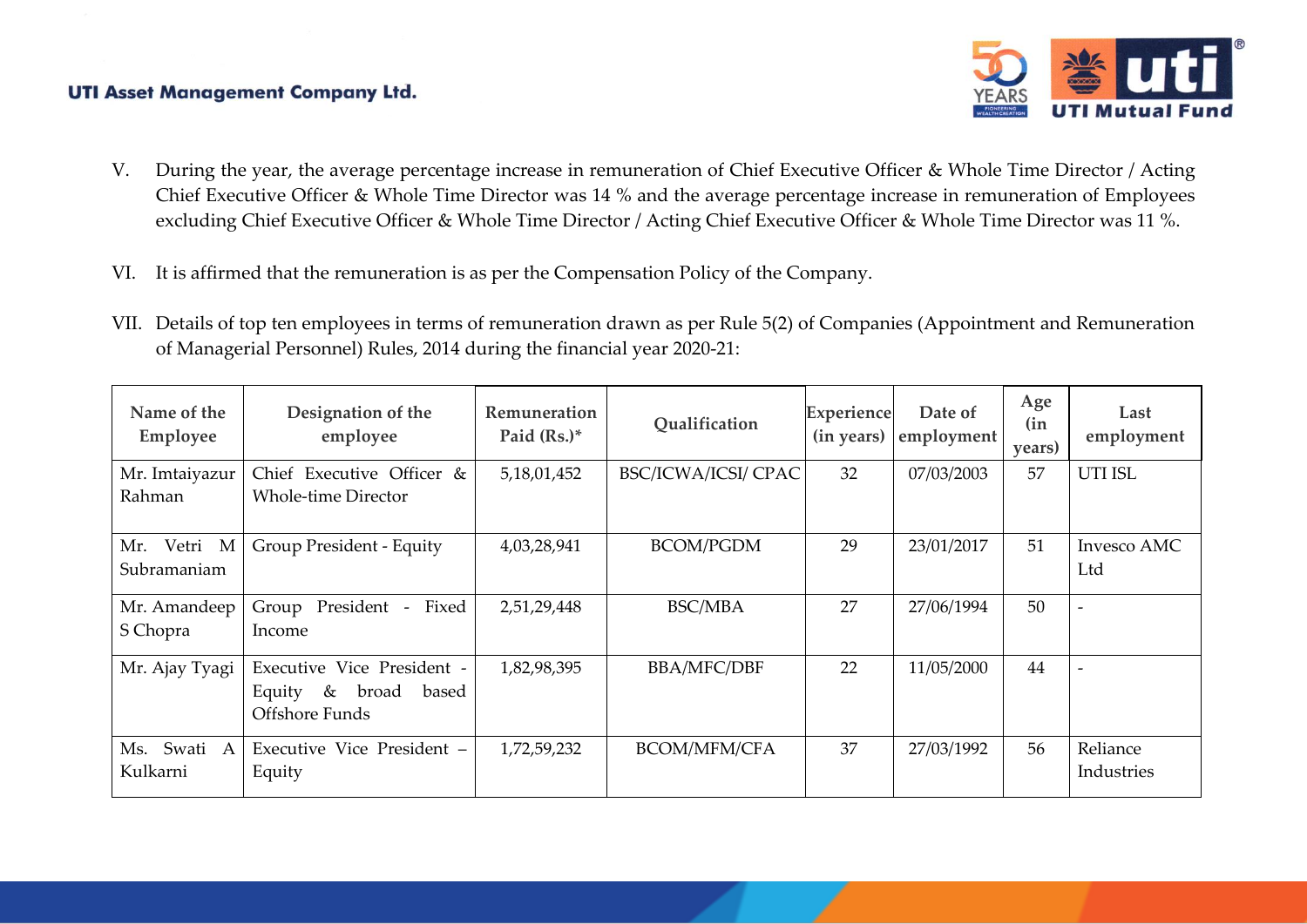V. During the year, the average percentage increase in remuneration of Chief Executive Officer & Whole Time Director / Acting Chief Executive Officer & Whole Time Director was 14 % and the average percentage increase in remuneration of Employees excluding Chief Executive Officer & Whole Time Director / Acting Chief Executive Officer & Whole Time Director was 11 %.

VI. It is affirmed that the remuneration is as per the Compensation Policy of the Company.

VII. Details of top ten employees in terms of remuneration drawn as per Rule 5(2) of Companies (Appointment and Remuneration of Managerial Personnel) Rules, 2014 during the financial year 2020-21:

| Name of the Employee | Designation of the employee | Remuneration Paid (Rs.)* | Qualification | Experience (in years) | Date of employment | Age (in years) | Last employment |
|---|---|---|---|---|---|---|---|
| Mr. Imtaiyazur Rahman | Chief Executive Officer & Whole-time Director | 5,18,01,452 | BSC/ICWA/ICSI/ CPAC | 32 | 07/03/2003 | 57 | UTI ISL |
| Mr. Vetri M Subramaniam | Group President - Equity | 4,03,28,941 | BCOM/PGDM | 29 | 23/01/2017 | 51 | Invesco AMC Ltd |
| Mr. Amandeep S Chopra | Group President - Fixed Income | 2,51,29,448 | BSC/MBA | 27 | 27/06/1994 | 50 | - |
| Mr. Ajay Tyagi | Executive Vice President - Equity & broad based Offshore Funds | 1,82,98,395 | BBA/MFC/DBF | 22 | 11/05/2000 | 44 | - |
| Ms. Swati A Kulkarni | Executive Vice President – Equity | 1,72,59,232 | BCOM/MFM/CFA | 37 | 27/03/1992 | 56 | Reliance Industries |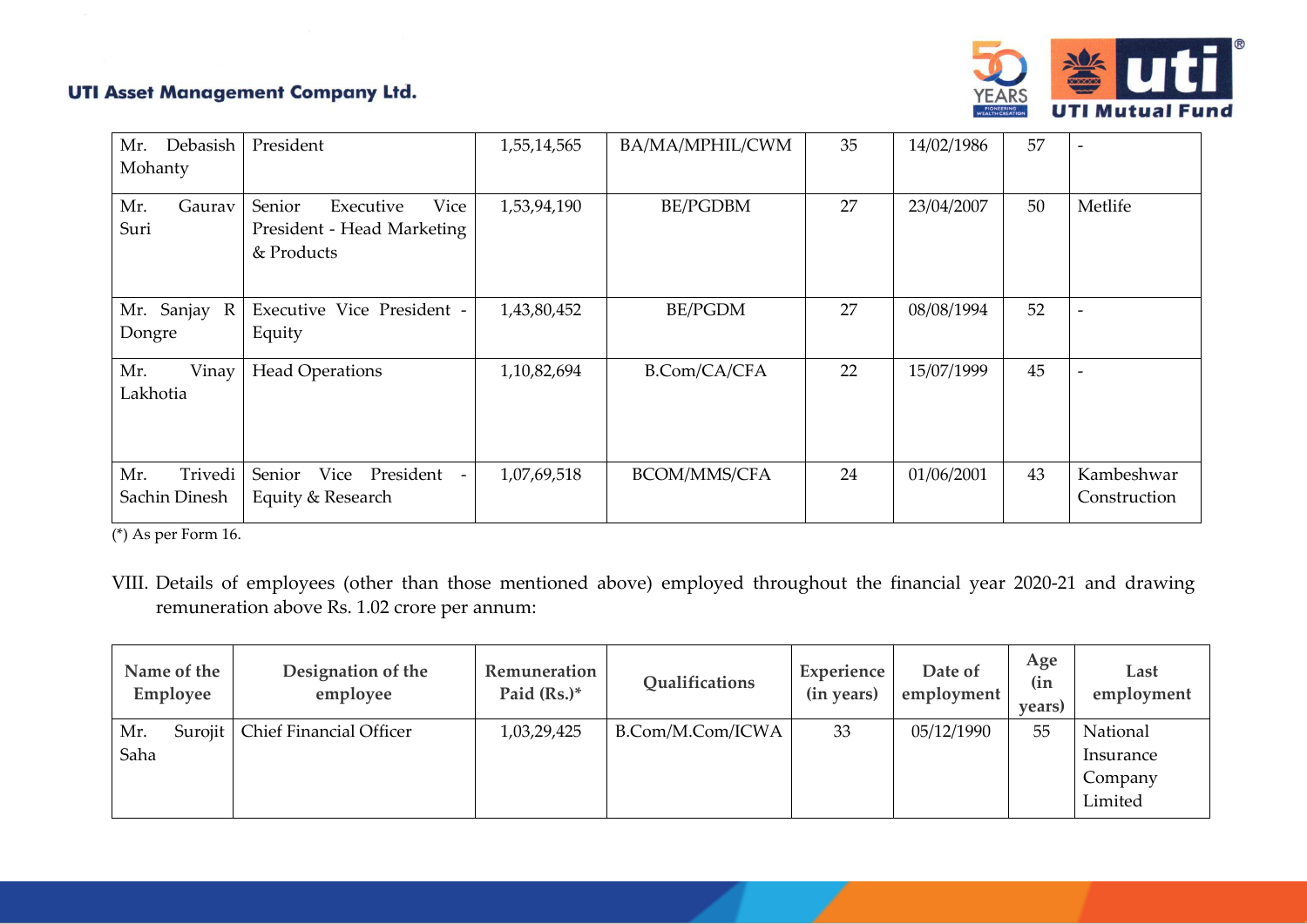| Mr. Debasish Mohanty | President | 1,55,14,565 | BA/MA/MPHIL/CWM | 35 | 14/02/1986 | 57 | - |
|---|---|---|---|---|---|---|---|
| Mr. Gaurav Suri | Senior Executive Vice President - Head Marketing & Products | 1,53,94,190 | BE/PGDBM | 27 | 23/04/2007 | 50 | Metlife |
| Mr. Sanjay R Dongre | Executive Vice President - Equity | 1,43,80,452 | BE/PGDM | 27 | 08/08/1994 | 52 | - |
| Mr. Vinay Lakhotia | Head Operations | 1,10,82,694 | B.Com/CA/CFA | 22 | 15/07/1999 | 45 | - |
| Mr. Trivedi Sachin Dinesh | Senior Vice President - Equity & Research | 1,07,69,518 | BCOM/MMS/CFA | 24 | 01/06/2001 | 43 | Kambeshwar Construction |

(*) As per Form 16.

VIII. Details of employees (other than those mentioned above) employed throughout the financial year 2020-21 and drawing remuneration above Rs. 1.02 crore per annum:

| Name of the Employee | Designation of the employee | Remuneration Paid (Rs.)* | Qualifications | Experience (in years) | Date of employment | Age (in years) | Last employment |
|---|---|---|---|---|---|---|---|
| Mr. Surojit Saha | Chief Financial Officer | 1,03,29,425 | B.Com/M.Com/ICWA | 33 | 05/12/1990 | 55 | National Insurance Company Limited |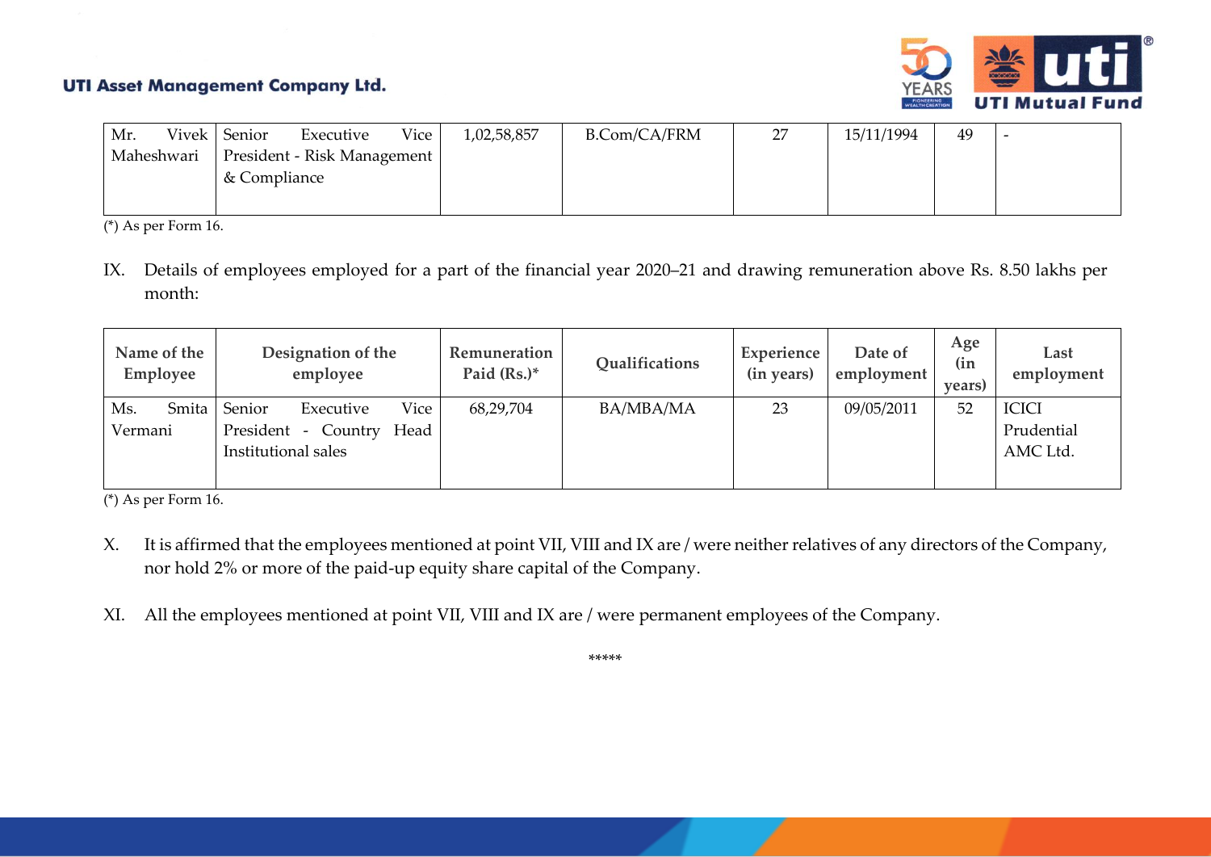| | | | | | | | |
|---|---|---|---|---|---|---|---|
| Mr. Vivek Maheshwari | Senior Executive Vice President - Risk Management & Compliance | 1,02,58,857 | B.Com/CA/FRM | 27 | 15/11/1994 | 49 | - |

(*) As per Form 16.

IX. Details of employees employed for a part of the financial year 2020–21 and drawing remuneration above Rs. 8.50 lakhs per month:

| Name of the Employee | Designation of the employee | Remuneration Paid (Rs.)* | Qualifications | Experience (in years) | Date of employment | Age (in years) | Last employment |
|---|---|---|---|---|---|---|---|
| Ms. Smita Vermani | Senior Executive Vice President - Country Head Institutional sales | 68,29,704 | BA/MBA/MA | 23 | 09/05/2011 | 52 | ICICI Prudential AMC Ltd. |

(*) As per Form 16.

X. It is affirmed that the employees mentioned at point VII, VIII and IX are / were neither relatives of any directors of the Company, nor hold 2% or more of the paid-up equity share capital of the Company.

XI. All the employees mentioned at point VII, VIII and IX are / were permanent employees of the Company.

*****